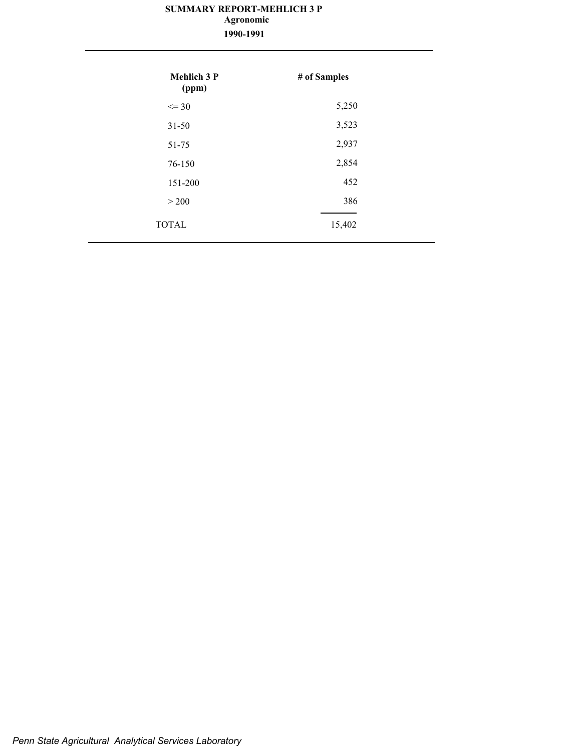# SUMMARY REPORT-MEHLICH 3 P

**Agronomic**

**1990-1991**

| Mehlich 3 P (ppm) | # of Samples |
|---|---|
| <= 30 | 5,250 |
| 31-50 | 3,523 |
| 51-75 | 2,937 |
| 76-150 | 2,854 |
| 151-200 | 452 |
| > 200 | 386 |
| TOTAL | 15,402 |

*Penn State Agricultural Analytical Services Laboratory*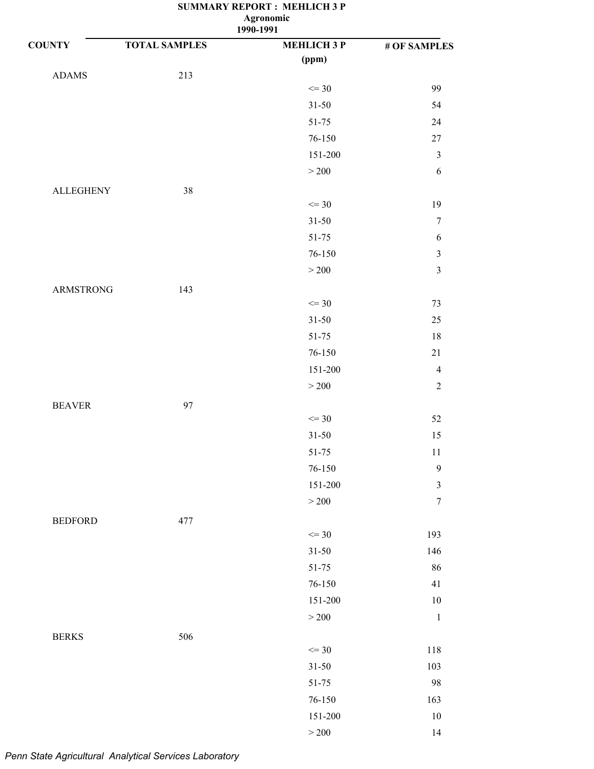# SUMMARY REPORT : MEHLICH 3 P

**Agronomic**

**1990-1991**

| COUNTY | TOTAL SAMPLES | MEHLICH 3 P (ppm) | # OF SAMPLES |
|---|---|---|---|
| ADAMS | 213 | | |
| | | <= 30 | 99 |
| | | 31-50 | 54 |
| | | 51-75 | 24 |
| | | 76-150 | 27 |
| | | 151-200 | 3 |
| | | > 200 | 6 |
| ALLEGHENY | 38 | | |
| | | <= 30 | 19 |
| | | 31-50 | 7 |
| | | 51-75 | 6 |
| | | 76-150 | 3 |
| | | > 200 | 3 |
| ARMSTRONG | 143 | | |
| | | <= 30 | 73 |
| | | 31-50 | 25 |
| | | 51-75 | 18 |
| | | 76-150 | 21 |
| | | 151-200 | 4 |
| | | > 200 | 2 |
| BEAVER | 97 | | |
| | | <= 30 | 52 |
| | | 31-50 | 15 |
| | | 51-75 | 11 |
| | | 76-150 | 9 |
| | | 151-200 | 3 |
| | | > 200 | 7 |
| BEDFORD | 477 | | |
| | | <= 30 | 193 |
| | | 31-50 | 146 |
| | | 51-75 | 86 |
| | | 76-150 | 41 |
| | | 151-200 | 10 |
| | | > 200 | 1 |
| BERKS | 506 | | |
| | | <= 30 | 118 |
| | | 31-50 | 103 |
| | | 51-75 | 98 |
| | | 76-150 | 163 |
| | | 151-200 | 10 |
| | | > 200 | 14 |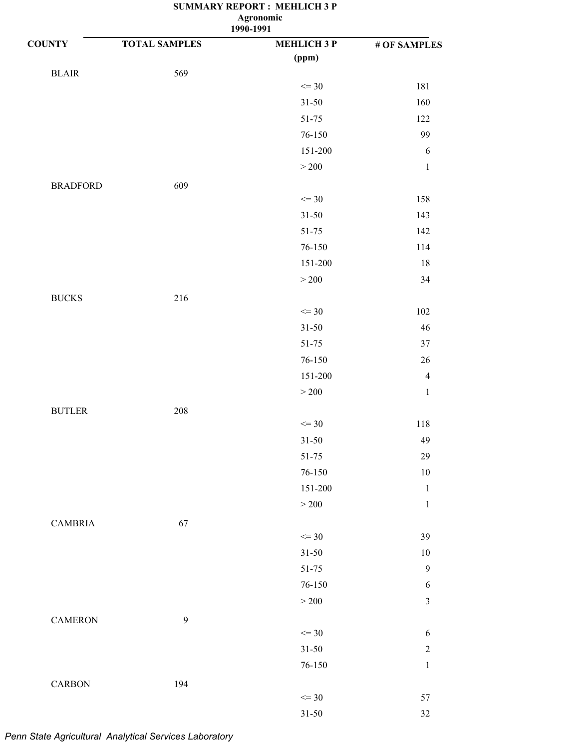# SUMMARY REPORT : MEHLICH 3 P

**Agronomic**

**1990-1991**

| COUNTY | TOTAL SAMPLES | MEHLICH 3 P (ppm) | # OF SAMPLES |
|---|---|---|---|
| BLAIR | 569 | | |
| | | <= 30 | 181 |
| | | 31-50 | 160 |
| | | 51-75 | 122 |
| | | 76-150 | 99 |
| | | 151-200 | 6 |
| | | > 200 | 1 |
| BRADFORD | 609 | | |
| | | <= 30 | 158 |
| | | 31-50 | 143 |
| | | 51-75 | 142 |
| | | 76-150 | 114 |
| | | 151-200 | 18 |
| | | > 200 | 34 |
| BUCKS | 216 | | |
| | | <= 30 | 102 |
| | | 31-50 | 46 |
| | | 51-75 | 37 |
| | | 76-150 | 26 |
| | | 151-200 | 4 |
| | | > 200 | 1 |
| BUTLER | 208 | | |
| | | <= 30 | 118 |
| | | 31-50 | 49 |
| | | 51-75 | 29 |
| | | 76-150 | 10 |
| | | 151-200 | 1 |
| | | > 200 | 1 |
| CAMBRIA | 67 | | |
| | | <= 30 | 39 |
| | | 31-50 | 10 |
| | | 51-75 | 9 |
| | | 76-150 | 6 |
| | | > 200 | 3 |
| CAMERON | 9 | | |
| | | <= 30 | 6 |
| | | 31-50 | 2 |
| | | 76-150 | 1 |
| CARBON | 194 | | |
| | | <= 30 | 57 |
| | | 31-50 | 32 |

*Penn State Agricultural Analytical Services Laboratory*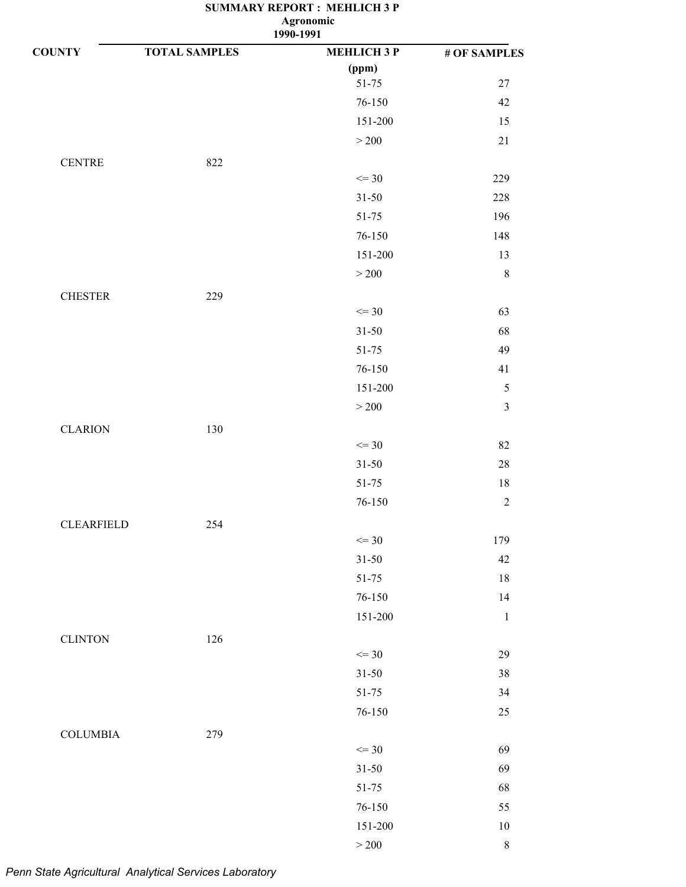**SUMMARY REPORT : MEHLICH 3 P**
**Agronomic**
**1990-1991**

| COUNTY | TOTAL SAMPLES | MEHLICH 3 P (ppm) | # OF SAMPLES |
|---|---|---|---|
| | | 51-75 | 27 |
| | | 76-150 | 42 |
| | | 151-200 | 15 |
| | | > 200 | 21 |
| CENTRE | 822 | | |
| | | <= 30 | 229 |
| | | 31-50 | 228 |
| | | 51-75 | 196 |
| | | 76-150 | 148 |
| | | 151-200 | 13 |
| | | > 200 | 8 |
| CHESTER | 229 | | |
| | | <= 30 | 63 |
| | | 31-50 | 68 |
| | | 51-75 | 49 |
| | | 76-150 | 41 |
| | | 151-200 | 5 |
| | | > 200 | 3 |
| CLARION | 130 | | |
| | | <= 30 | 82 |
| | | 31-50 | 28 |
| | | 51-75 | 18 |
| | | 76-150 | 2 |
| CLEARFIELD | 254 | | |
| | | <= 30 | 179 |
| | | 31-50 | 42 |
| | | 51-75 | 18 |
| | | 76-150 | 14 |
| | | 151-200 | 1 |
| CLINTON | 126 | | |
| | | <= 30 | 29 |
| | | 31-50 | 38 |
| | | 51-75 | 34 |
| | | 76-150 | 25 |
| COLUMBIA | 279 | | |
| | | <= 30 | 69 |
| | | 31-50 | 69 |
| | | 51-75 | 68 |
| | | 76-150 | 55 |
| | | 151-200 | 10 |
| | | > 200 | 8 |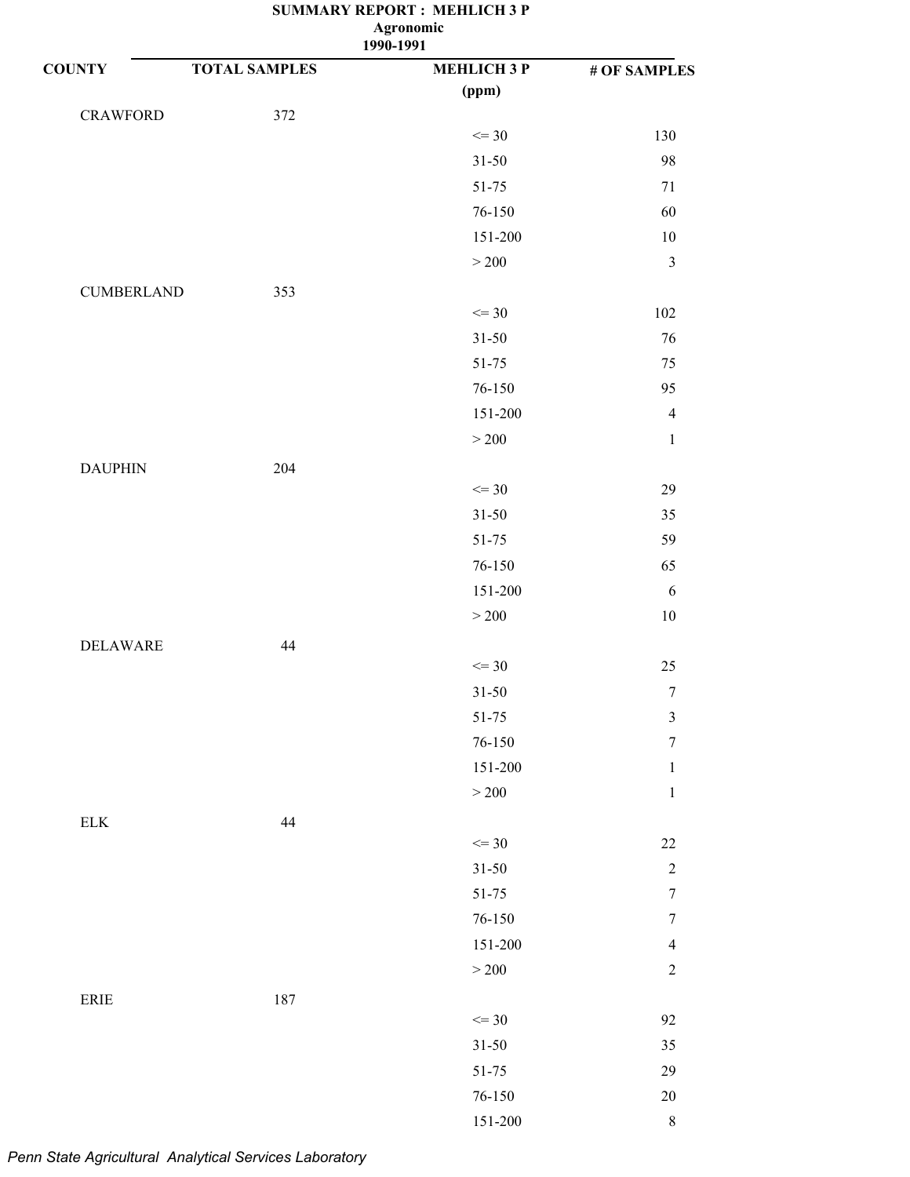# SUMMARY REPORT : MEHLICH 3 P

**Agronomic**

**1990-1991**

| COUNTY | TOTAL SAMPLES | MEHLICH 3 P (ppm) | # OF SAMPLES |
|---|---|---|---|
| CRAWFORD | 372 | | |
| | | <= 30 | 130 |
| | | 31-50 | 98 |
| | | 51-75 | 71 |
| | | 76-150 | 60 |
| | | 151-200 | 10 |
| | | > 200 | 3 |
| CUMBERLAND | 353 | | |
| | | <= 30 | 102 |
| | | 31-50 | 76 |
| | | 51-75 | 75 |
| | | 76-150 | 95 |
| | | 151-200 | 4 |
| | | > 200 | 1 |
| DAUPHIN | 204 | | |
| | | <= 30 | 29 |
| | | 31-50 | 35 |
| | | 51-75 | 59 |
| | | 76-150 | 65 |
| | | 151-200 | 6 |
| | | > 200 | 10 |
| DELAWARE | 44 | | |
| | | <= 30 | 25 |
| | | 31-50 | 7 |
| | | 51-75 | 3 |
| | | 76-150 | 7 |
| | | 151-200 | 1 |
| | | > 200 | 1 |
| ELK | 44 | | |
| | | <= 30 | 22 |
| | | 31-50 | 2 |
| | | 51-75 | 7 |
| | | 76-150 | 7 |
| | | 151-200 | 4 |
| | | > 200 | 2 |
| ERIE | 187 | | |
| | | <= 30 | 92 |
| | | 31-50 | 35 |
| | | 51-75 | 29 |
| | | 76-150 | 20 |
| | | 151-200 | 8 |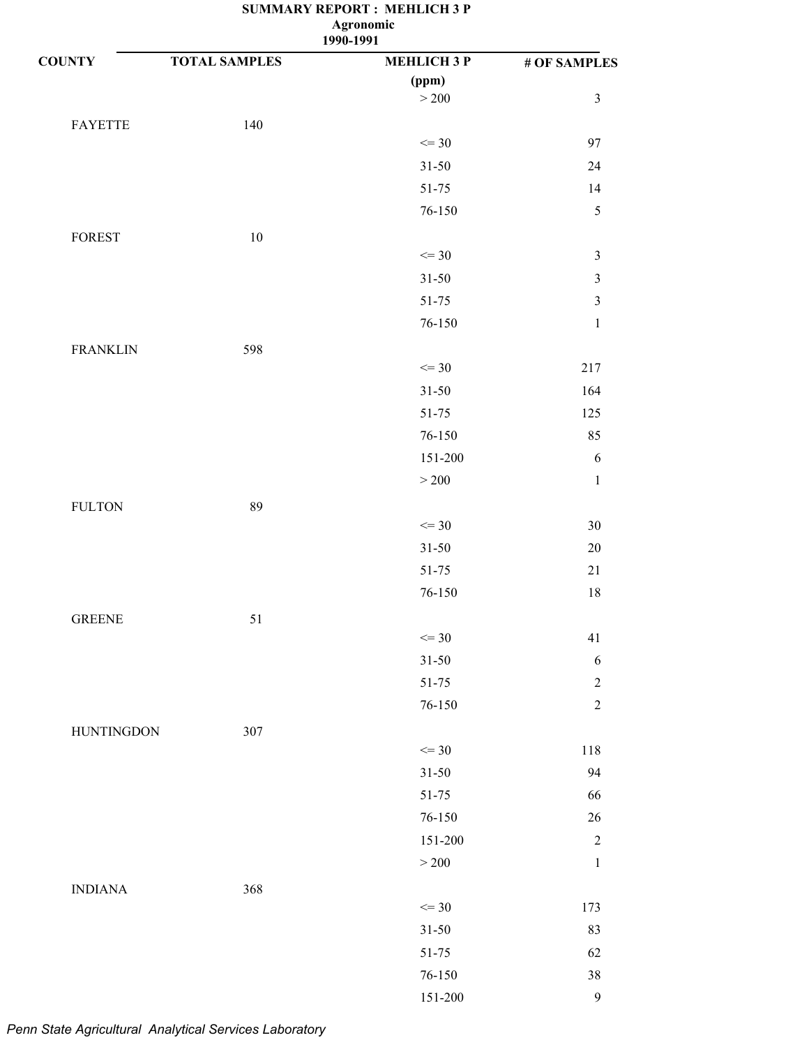**SUMMARY REPORT : MEHLICH 3 P**
**Agronomic**
**1990-1991**

| COUNTY | TOTAL SAMPLES | MEHLICH 3 P (ppm) | # OF SAMPLES |
|---|---|---|---|
| | | > 200 | 3 |
| FAYETTE | 140 | | |
| | | <= 30 | 97 |
| | | 31-50 | 24 |
| | | 51-75 | 14 |
| | | 76-150 | 5 |
| FOREST | 10 | | |
| | | <= 30 | 3 |
| | | 31-50 | 3 |
| | | 51-75 | 3 |
| | | 76-150 | 1 |
| FRANKLIN | 598 | | |
| | | <= 30 | 217 |
| | | 31-50 | 164 |
| | | 51-75 | 125 |
| | | 76-150 | 85 |
| | | 151-200 | 6 |
| | | > 200 | 1 |
| FULTON | 89 | | |
| | | <= 30 | 30 |
| | | 31-50 | 20 |
| | | 51-75 | 21 |
| | | 76-150 | 18 |
| GREENE | 51 | | |
| | | <= 30 | 41 |
| | | 31-50 | 6 |
| | | 51-75 | 2 |
| | | 76-150 | 2 |
| HUNTINGDON | 307 | | |
| | | <= 30 | 118 |
| | | 31-50 | 94 |
| | | 51-75 | 66 |
| | | 76-150 | 26 |
| | | 151-200 | 2 |
| | | > 200 | 1 |
| INDIANA | 368 | | |
| | | <= 30 | 173 |
| | | 31-50 | 83 |
| | | 51-75 | 62 |
| | | 76-150 | 38 |
| | | 151-200 | 9 |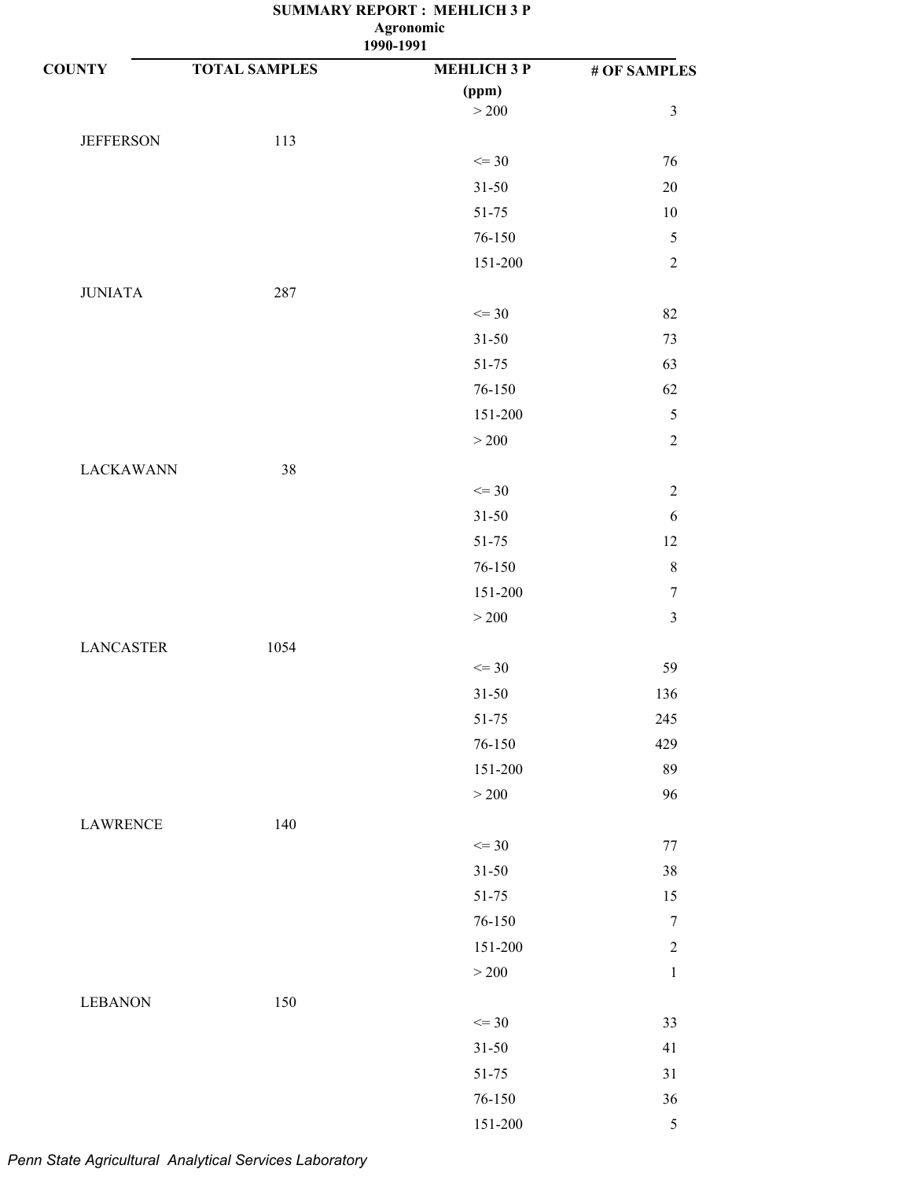**SUMMARY REPORT : MEHLICH 3 P**
**Agronomic**
**1990-1991**

| COUNTY | TOTAL SAMPLES | MEHLICH 3 P (ppm) | # OF SAMPLES |
|---|---|---|---|
| | | > 200 | 3 |
| JEFFERSON | 113 | | |
| | | <= 30 | 76 |
| | | 31-50 | 20 |
| | | 51-75 | 10 |
| | | 76-150 | 5 |
| | | 151-200 | 2 |
| JUNIATA | 287 | | |
| | | <= 30 | 82 |
| | | 31-50 | 73 |
| | | 51-75 | 63 |
| | | 76-150 | 62 |
| | | 151-200 | 5 |
| | | > 200 | 2 |
| LACKAWANN | 38 | | |
| | | <= 30 | 2 |
| | | 31-50 | 6 |
| | | 51-75 | 12 |
| | | 76-150 | 8 |
| | | 151-200 | 7 |
| | | > 200 | 3 |
| LANCASTER | 1054 | | |
| | | <= 30 | 59 |
| | | 31-50 | 136 |
| | | 51-75 | 245 |
| | | 76-150 | 429 |
| | | 151-200 | 89 |
| | | > 200 | 96 |
| LAWRENCE | 140 | | |
| | | <= 30 | 77 |
| | | 31-50 | 38 |
| | | 51-75 | 15 |
| | | 76-150 | 7 |
| | | 151-200 | 2 |
| | | > 200 | 1 |
| LEBANON | 150 | | |
| | | <= 30 | 33 |
| | | 31-50 | 41 |
| | | 51-75 | 31 |
| | | 76-150 | 36 |
| | | 151-200 | 5 |

*Penn State Agricultural Analytical Services Laboratory*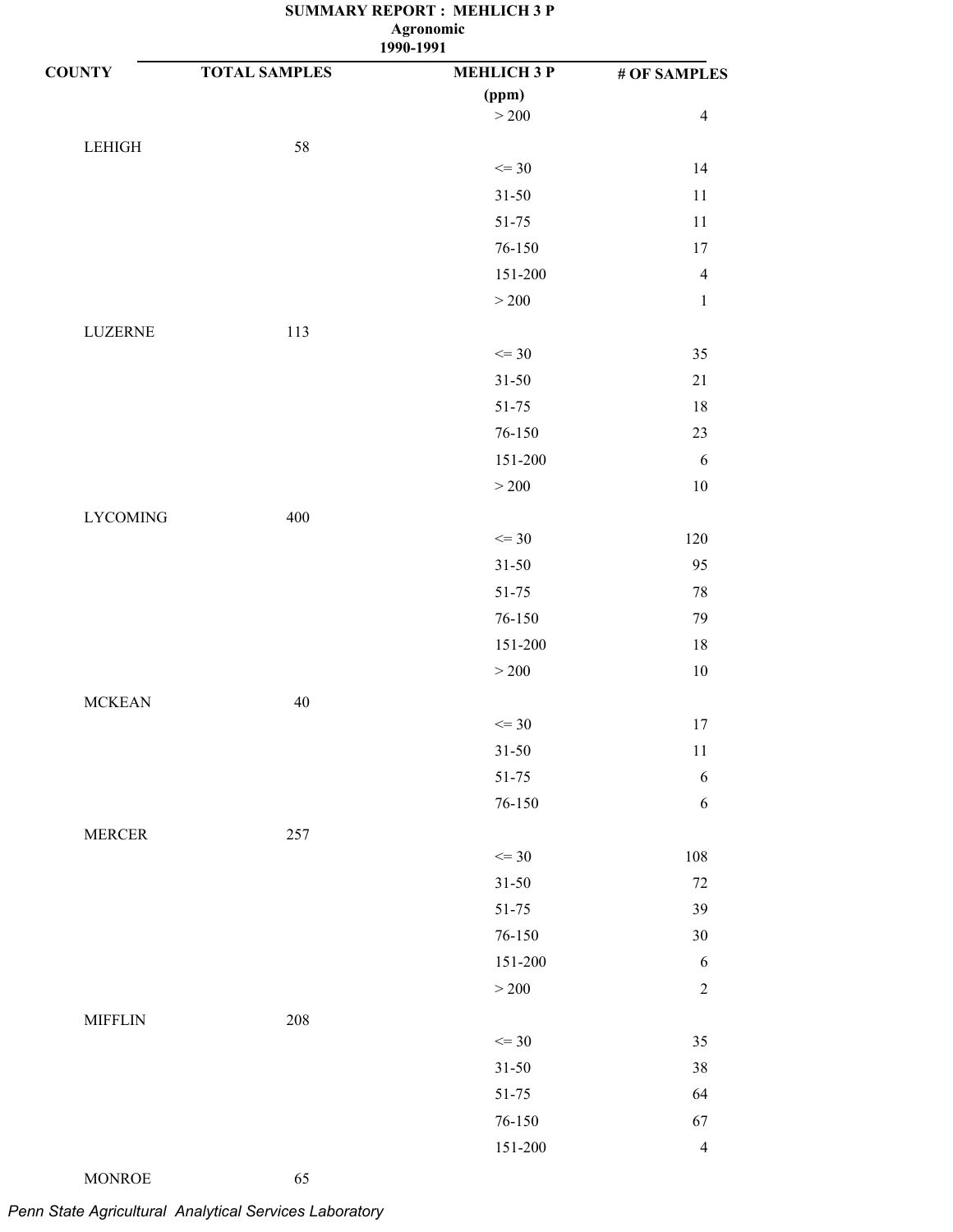**SUMMARY REPORT : MEHLICH 3 P**
**Agronomic**
**1990-1991**

| COUNTY | TOTAL SAMPLES | MEHLICH 3 P (ppm) | # OF SAMPLES |
|---|---|---|---|
| | | > 200 | 4 |
| LEHIGH | 58 | | |
| | | <= 30 | 14 |
| | | 31-50 | 11 |
| | | 51-75 | 11 |
| | | 76-150 | 17 |
| | | 151-200 | 4 |
| | | > 200 | 1 |
| LUZERNE | 113 | | |
| | | <= 30 | 35 |
| | | 31-50 | 21 |
| | | 51-75 | 18 |
| | | 76-150 | 23 |
| | | 151-200 | 6 |
| | | > 200 | 10 |
| LYCOMING | 400 | | |
| | | <= 30 | 120 |
| | | 31-50 | 95 |
| | | 51-75 | 78 |
| | | 76-150 | 79 |
| | | 151-200 | 18 |
| | | > 200 | 10 |
| MCKEAN | 40 | | |
| | | <= 30 | 17 |
| | | 31-50 | 11 |
| | | 51-75 | 6 |
| | | 76-150 | 6 |
| MERCER | 257 | | |
| | | <= 30 | 108 |
| | | 31-50 | 72 |
| | | 51-75 | 39 |
| | | 76-150 | 30 |
| | | 151-200 | 6 |
| | | > 200 | 2 |
| MIFFLIN | 208 | | |
| | | <= 30 | 35 |
| | | 31-50 | 38 |
| | | 51-75 | 64 |
| | | 76-150 | 67 |
| | | 151-200 | 4 |
| MONROE | 65 | | |

*Penn State Agricultural Analytical Services Laboratory*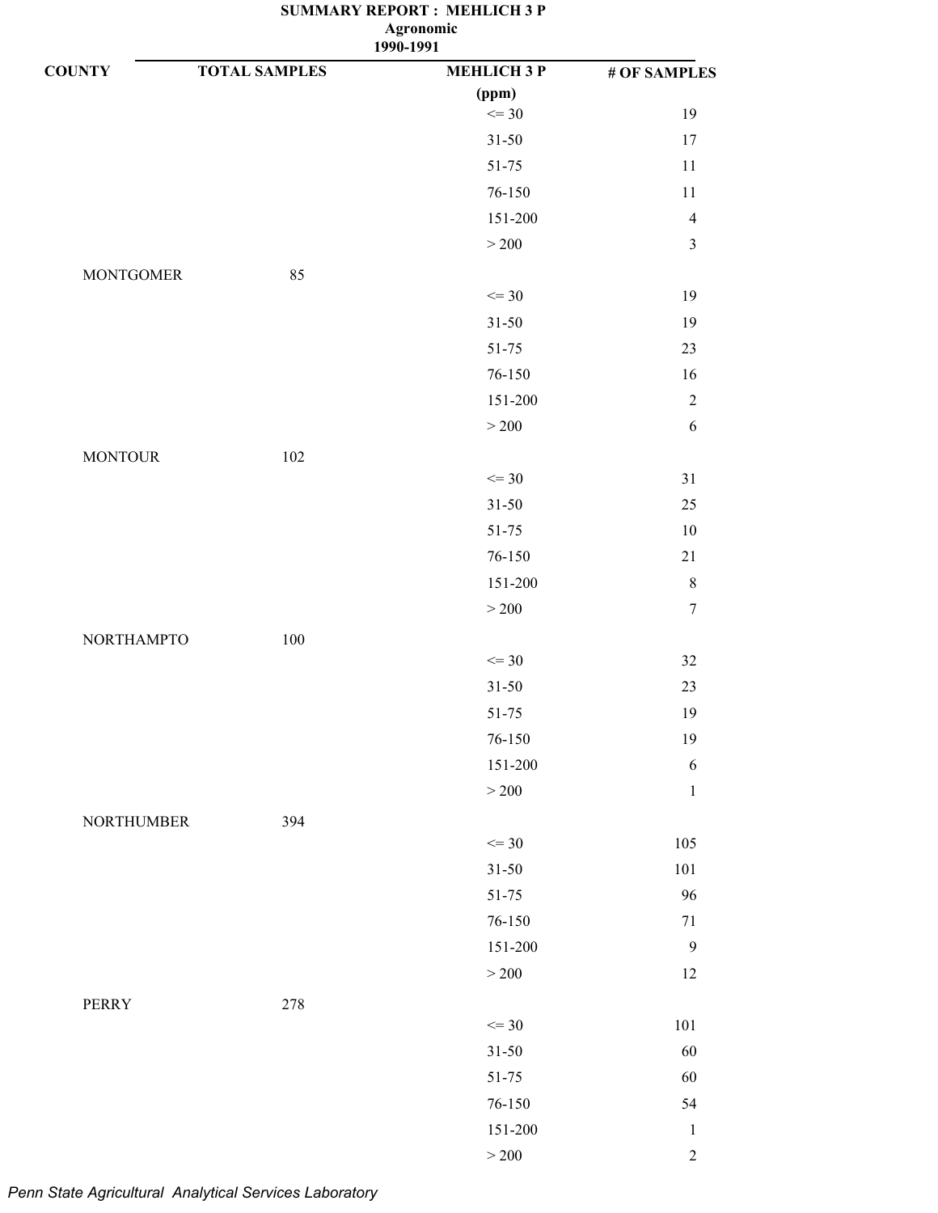**SUMMARY REPORT : MEHLICH 3 P**
**Agronomic**
**1990-1991**

| COUNTY | TOTAL SAMPLES | MEHLICH 3 P (ppm) | # OF SAMPLES |
|---|---|---|---|
| | | <= 30 | 19 |
| | | 31-50 | 17 |
| | | 51-75 | 11 |
| | | 76-150 | 11 |
| | | 151-200 | 4 |
| | | > 200 | 3 |
| MONTGOMER | 85 | | |
| | | <= 30 | 19 |
| | | 31-50 | 19 |
| | | 51-75 | 23 |
| | | 76-150 | 16 |
| | | 151-200 | 2 |
| | | > 200 | 6 |
| MONTOUR | 102 | | |
| | | <= 30 | 31 |
| | | 31-50 | 25 |
| | | 51-75 | 10 |
| | | 76-150 | 21 |
| | | 151-200 | 8 |
| | | > 200 | 7 |
| NORTHAMPTO | 100 | | |
| | | <= 30 | 32 |
| | | 31-50 | 23 |
| | | 51-75 | 19 |
| | | 76-150 | 19 |
| | | 151-200 | 6 |
| | | > 200 | 1 |
| NORTHUMBER | 394 | | |
| | | <= 30 | 105 |
| | | 31-50 | 101 |
| | | 51-75 | 96 |
| | | 76-150 | 71 |
| | | 151-200 | 9 |
| | | > 200 | 12 |
| PERRY | 278 | | |
| | | <= 30 | 101 |
| | | 31-50 | 60 |
| | | 51-75 | 60 |
| | | 76-150 | 54 |
| | | 151-200 | 1 |
| | | > 200 | 2 |

*Penn State Agricultural Analytical Services Laboratory*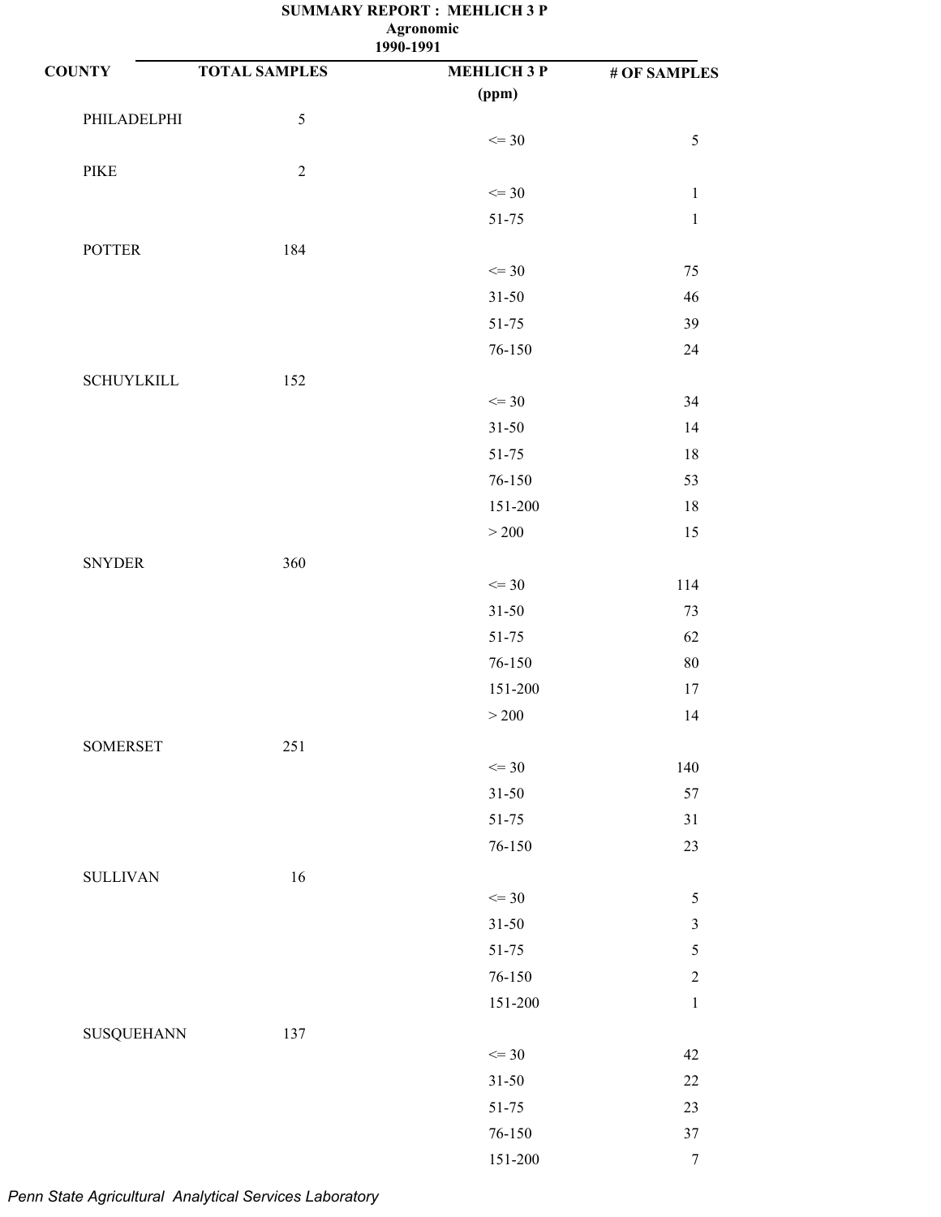# SUMMARY REPORT : MEHLICH 3 P

**Agronomic**

**1990-1991**

| COUNTY | TOTAL SAMPLES | MEHLICH 3 P (ppm) | # OF SAMPLES |
|---|---|---|---|
| PHILADELPHI | 5 | | |
| | | <= 30 | 5 |
| PIKE | 2 | | |
| | | <= 30 | 1 |
| | | 51-75 | 1 |
| POTTER | 184 | | |
| | | <= 30 | 75 |
| | | 31-50 | 46 |
| | | 51-75 | 39 |
| | | 76-150 | 24 |
| SCHUYLKILL | 152 | | |
| | | <= 30 | 34 |
| | | 31-50 | 14 |
| | | 51-75 | 18 |
| | | 76-150 | 53 |
| | | 151-200 | 18 |
| | | > 200 | 15 |
| SNYDER | 360 | | |
| | | <= 30 | 114 |
| | | 31-50 | 73 |
| | | 51-75 | 62 |
| | | 76-150 | 80 |
| | | 151-200 | 17 |
| | | > 200 | 14 |
| SOMERSET | 251 | | |
| | | <= 30 | 140 |
| | | 31-50 | 57 |
| | | 51-75 | 31 |
| | | 76-150 | 23 |
| SULLIVAN | 16 | | |
| | | <= 30 | 5 |
| | | 31-50 | 3 |
| | | 51-75 | 5 |
| | | 76-150 | 2 |
| | | 151-200 | 1 |
| SUSQUEHANN | 137 | | |
| | | <= 30 | 42 |
| | | 31-50 | 22 |
| | | 51-75 | 23 |
| | | 76-150 | 37 |
| | | 151-200 | 7 |

*Penn State Agricultural Analytical Services Laboratory*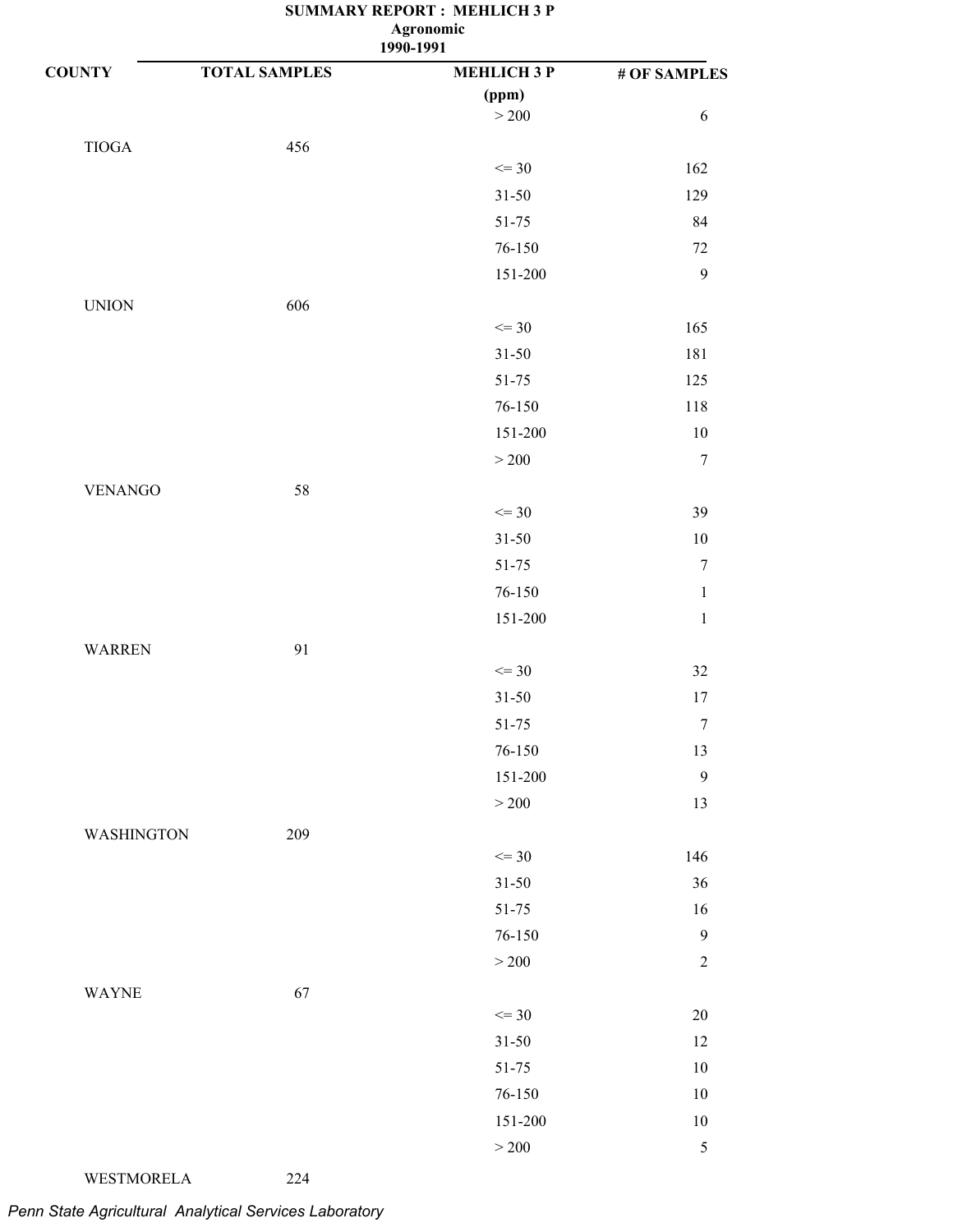**SUMMARY REPORT : MEHLICH 3 P**
**Agronomic**
**1990-1991**

| COUNTY | TOTAL SAMPLES | MEHLICH 3 P (ppm) | # OF SAMPLES |
|---|---|---|---|
| | | > 200 | 6 |
| TIOGA | 456 | | |
| | | <= 30 | 162 |
| | | 31-50 | 129 |
| | | 51-75 | 84 |
| | | 76-150 | 72 |
| | | 151-200 | 9 |
| UNION | 606 | | |
| | | <= 30 | 165 |
| | | 31-50 | 181 |
| | | 51-75 | 125 |
| | | 76-150 | 118 |
| | | 151-200 | 10 |
| | | > 200 | 7 |
| VENANGO | 58 | | |
| | | <= 30 | 39 |
| | | 31-50 | 10 |
| | | 51-75 | 7 |
| | | 76-150 | 1 |
| | | 151-200 | 1 |
| WARREN | 91 | | |
| | | <= 30 | 32 |
| | | 31-50 | 17 |
| | | 51-75 | 7 |
| | | 76-150 | 13 |
| | | 151-200 | 9 |
| | | > 200 | 13 |
| WASHINGTON | 209 | | |
| | | <= 30 | 146 |
| | | 31-50 | 36 |
| | | 51-75 | 16 |
| | | 76-150 | 9 |
| | | > 200 | 2 |
| WAYNE | 67 | | |
| | | <= 30 | 20 |
| | | 31-50 | 12 |
| | | 51-75 | 10 |
| | | 76-150 | 10 |
| | | 151-200 | 10 |
| | | > 200 | 5 |
| WESTMORELA | 224 | | |

*Penn State Agricultural Analytical Services Laboratory*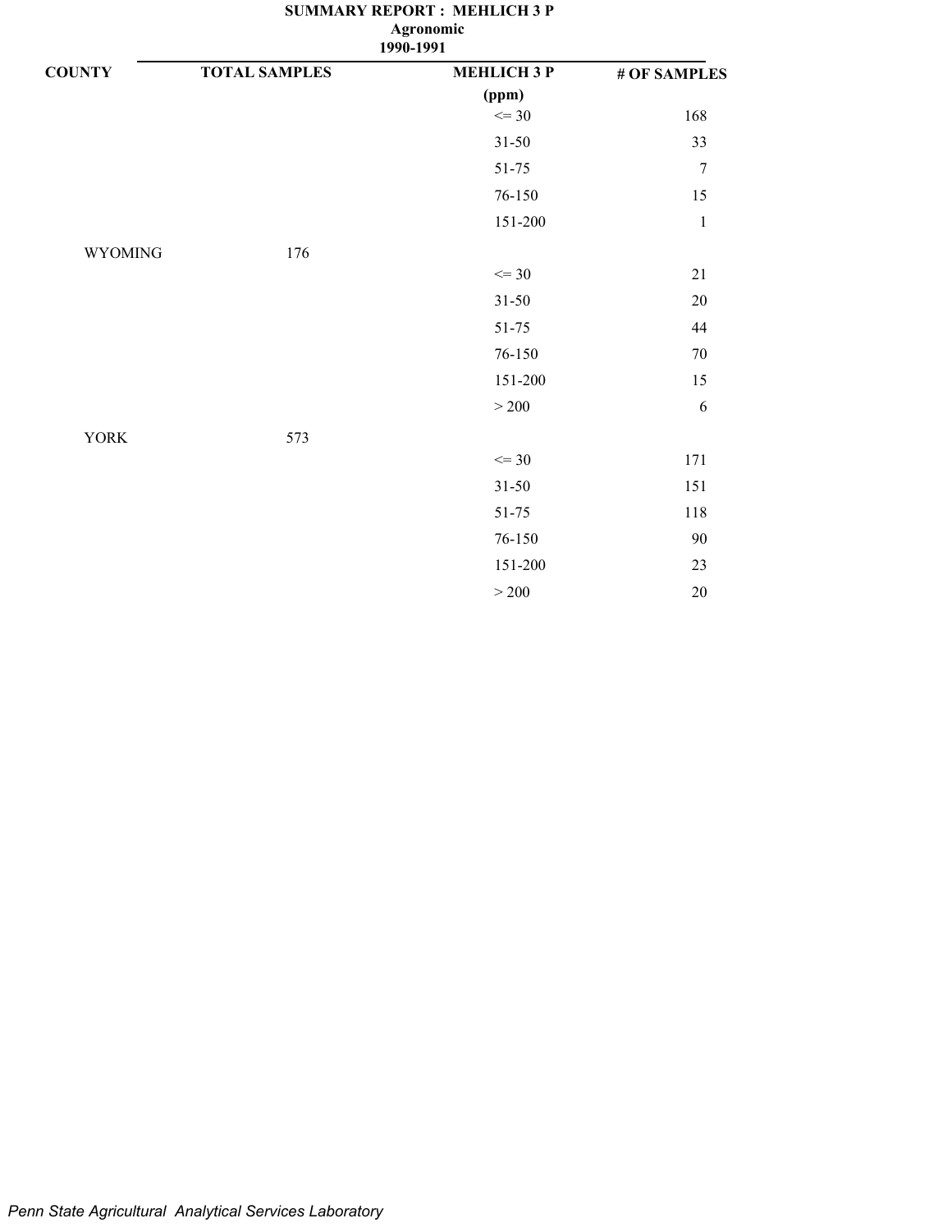# SUMMARY REPORT : MEHLICH 3 P

**Agronomic**

**1990-1991**

| COUNTY | TOTAL SAMPLES | MEHLICH 3 P (ppm) | # OF SAMPLES |
|---|---|---|---|
| | | <= 30 | 168 |
| | | 31-50 | 33 |
| | | 51-75 | 7 |
| | | 76-150 | 15 |
| | | 151-200 | 1 |
| WYOMING | 176 | | |
| | | <= 30 | 21 |
| | | 31-50 | 20 |
| | | 51-75 | 44 |
| | | 76-150 | 70 |
| | | 151-200 | 15 |
| | | > 200 | 6 |
| YORK | 573 | | |
| | | <= 30 | 171 |
| | | 31-50 | 151 |
| | | 51-75 | 118 |
| | | 76-150 | 90 |
| | | 151-200 | 23 |
| | | > 200 | 20 |

*Penn State Agricultural Analytical Services Laboratory*